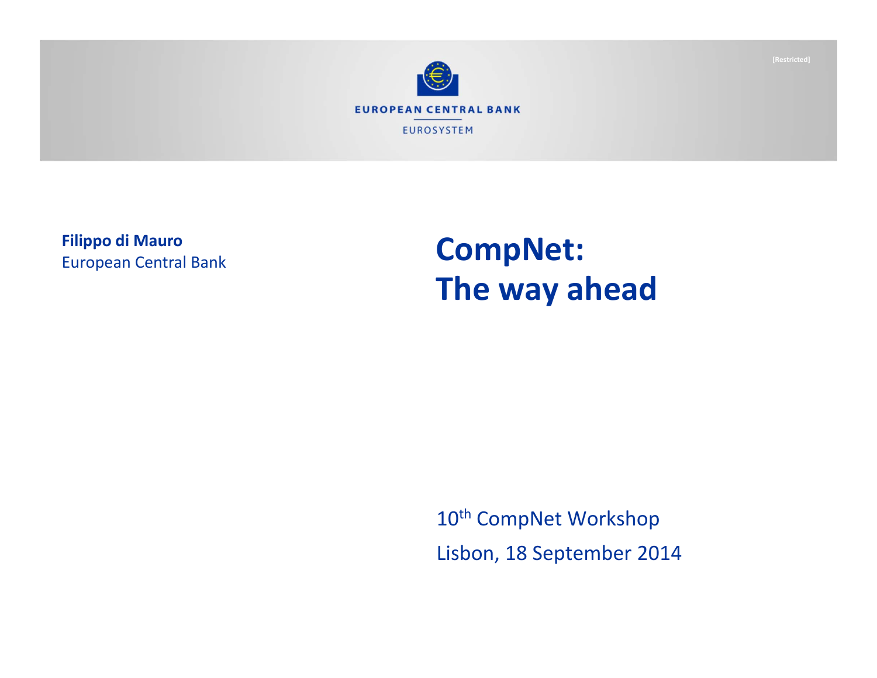[Restricted]

EUROPEAN CENTRAL BANK

EUROSYSTEM

**Filippo di Mauro**
European Central Bank

# CompNet: The way ahead

10th CompNet Workshop

Lisbon, 18 September 2014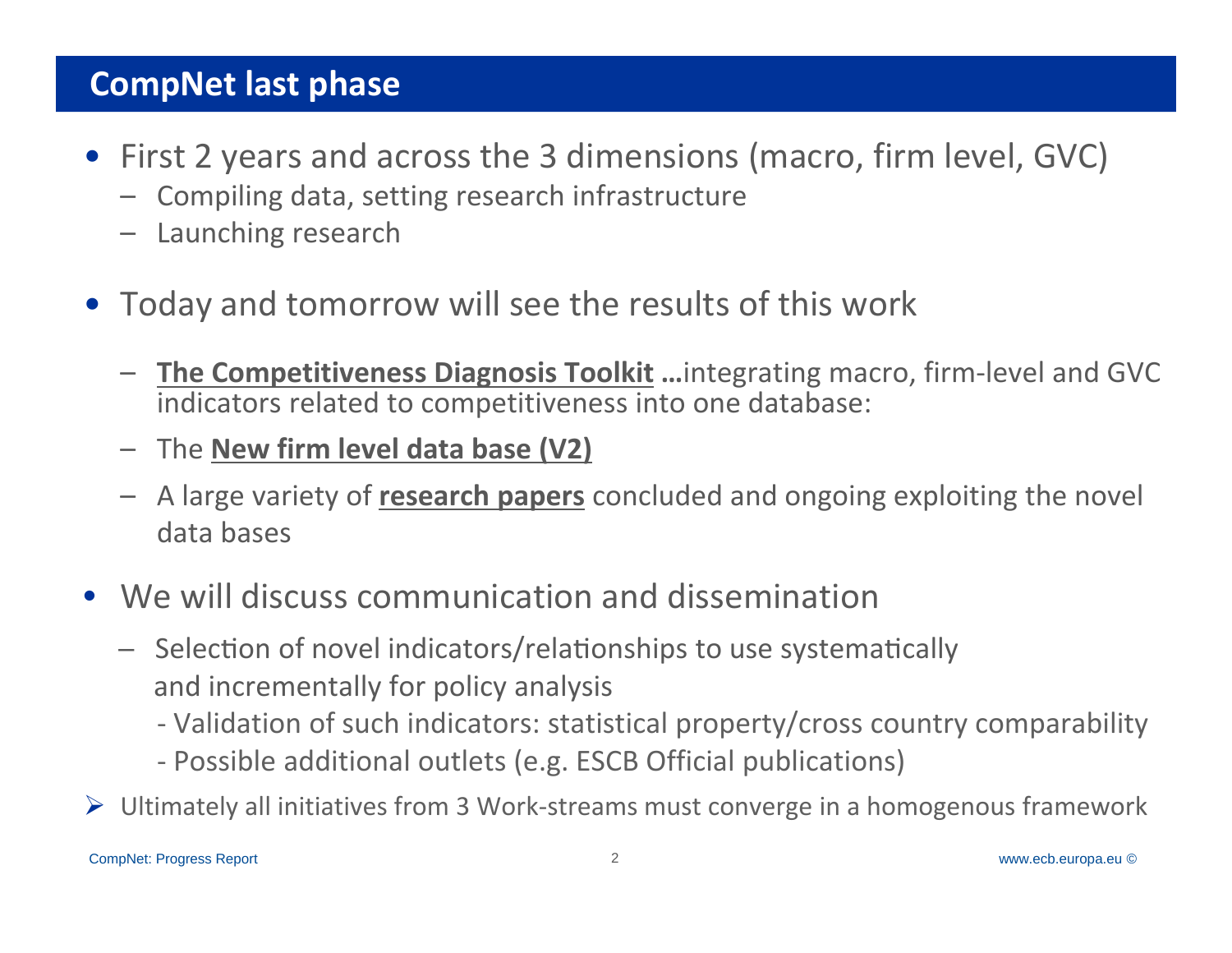## CompNet last phase

- First 2 years and across the 3 dimensions (macro, firm level, GVC)
  - Compiling data, setting research infrastructure
  - Launching research

- Today and tomorrow will see the results of this work
  - **The Competitiveness Diagnosis Toolkit** **…**integrating macro, firm-level and GVC indicators related to competitiveness into one database:
  - The **New firm level data base (V2)**
  - A large variety of **research papers** concluded and ongoing exploiting the novel data bases

- We will discuss communication and dissemination
  - Selection of novel indicators/relationships to use systematically and incrementally for policy analysis
    - Validation of such indicators: statistical property/cross country comparability
    - Possible additional outlets (e.g. ESCB Official publications)

➢ Ultimately all initiatives from 3 Work-streams must converge in a homogenous framework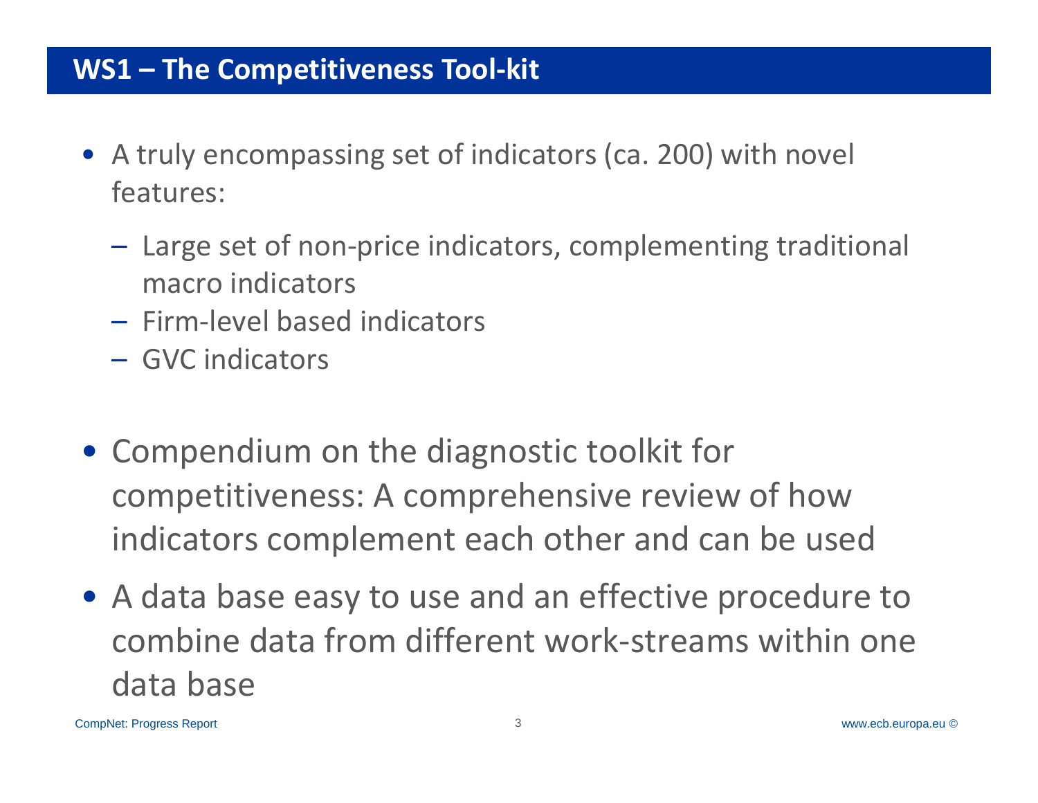## WS1 – The Competitiveness Tool-kit

- A truly encompassing set of indicators (ca. 200) with novel features:
  - Large set of non-price indicators, complementing traditional macro indicators
  - Firm-level based indicators
  - GVC indicators

- Compendium on the diagnostic toolkit for competitiveness: A comprehensive review of how indicators complement each other and can be used

- A data base easy to use and an effective procedure to combine data from different work-streams within one data base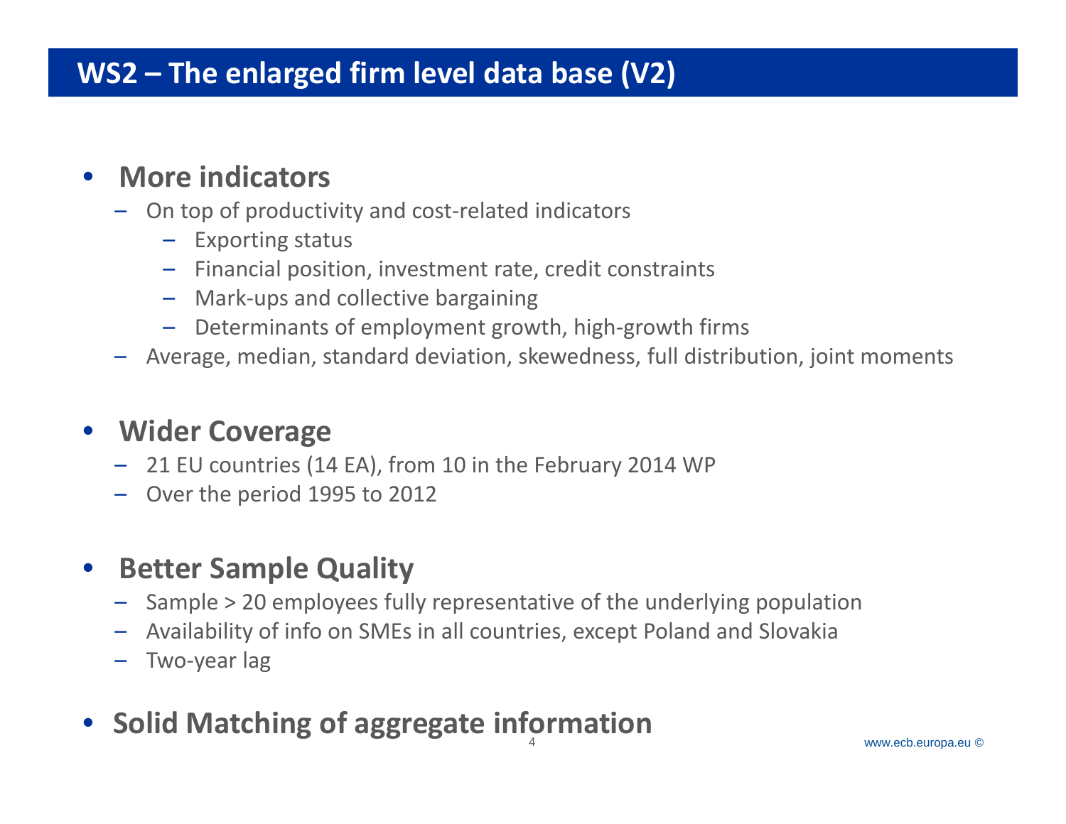# WS2 – The enlarged firm level data base (V2)

- **More indicators**
  - On top of productivity and cost-related indicators
    - Exporting status
    - Financial position, investment rate, credit constraints
    - Mark-ups and collective bargaining
    - Determinants of employment growth, high-growth firms
  - Average, median, standard deviation, skewedness, full distribution, joint moments

- **Wider Coverage**
  - 21 EU countries (14 EA), from 10 in the February 2014 WP
  - Over the period 1995 to 2012

- **Better Sample Quality**
  - Sample > 20 employees fully representative of the underlying population
  - Availability of info on SMEs in all countries, except Poland and Slovakia
  - Two-year lag

- **Solid Matching of aggregate information**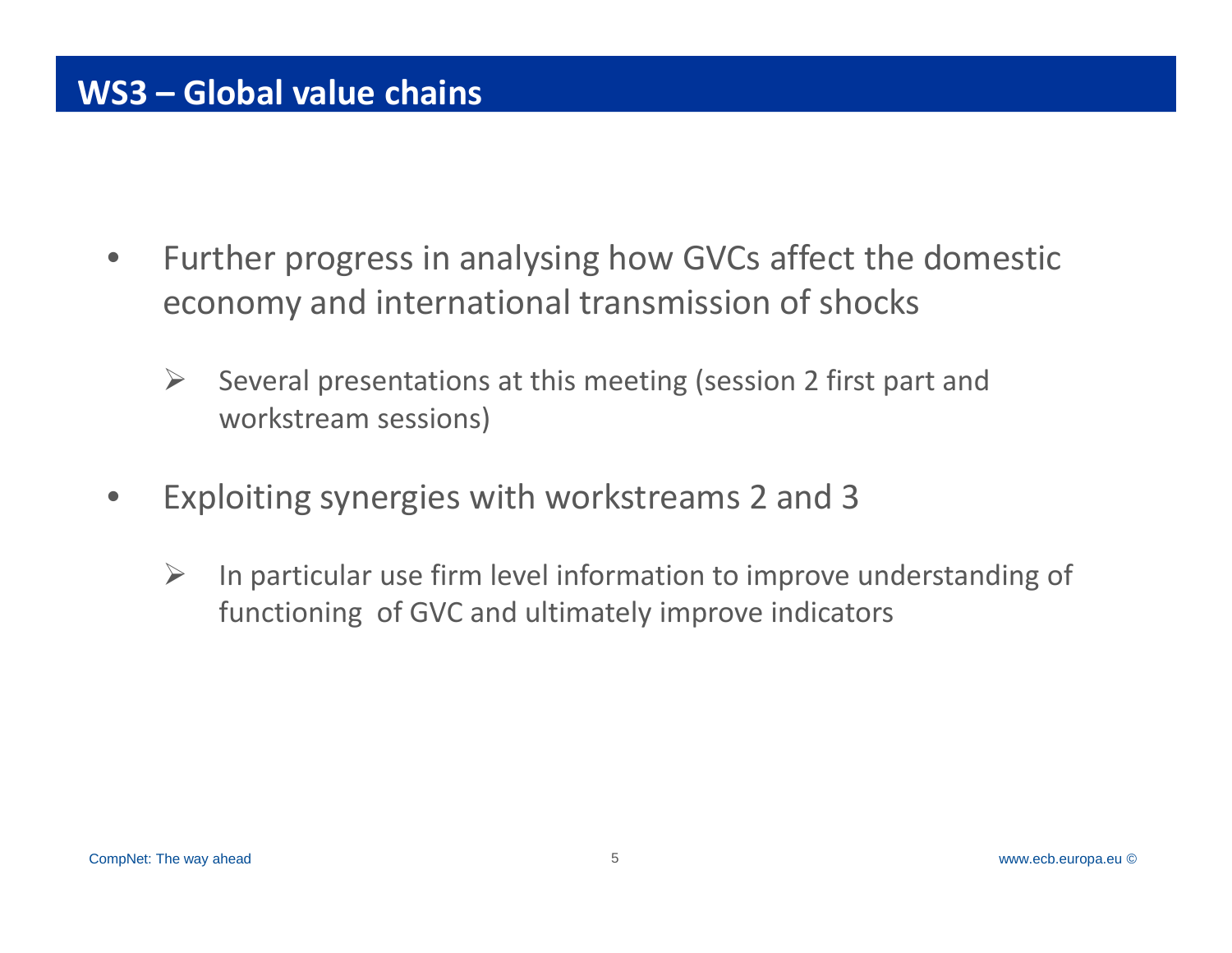# WS3 – Global value chains

- Further progress in analysing how GVCs affect the domestic economy and international transmission of shocks
  - Several presentations at this meeting (session 2 first part and workstream sessions)
- Exploiting synergies with workstreams 2 and 3
  - In particular use firm level information to improve understanding of functioning of GVC and ultimately improve indicators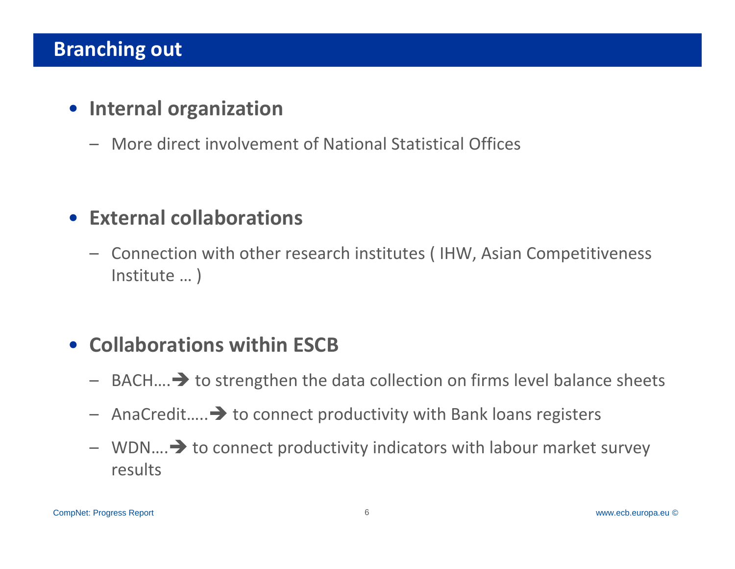## Branching out

- **Internal organization**
  - More direct involvement of National Statistical Offices

- **External collaborations**
  - Connection with other research institutes ( IHW, Asian Competitiveness Institute … )

- **Collaborations within ESCB**
  - BACH….➔ to strengthen the data collection on firms level balance sheets
  - AnaCredit…..➔ to connect productivity with Bank loans registers
  - WDN….➔ to connect productivity indicators with labour market survey results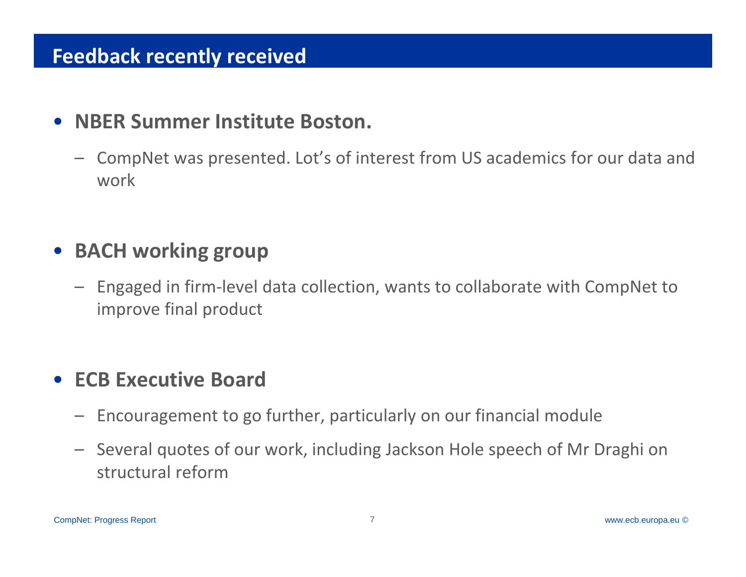# Feedback recently received

- **NBER Summer Institute Boston.**
  - CompNet was presented. Lot's of interest from US academics for our data and work

- **BACH working group**
  - Engaged in firm-level data collection, wants to collaborate with CompNet to improve final product

- **ECB Executive Board**
  - Encouragement to go further, particularly on our financial module
  - Several quotes of our work, including Jackson Hole speech of Mr Draghi on structural reform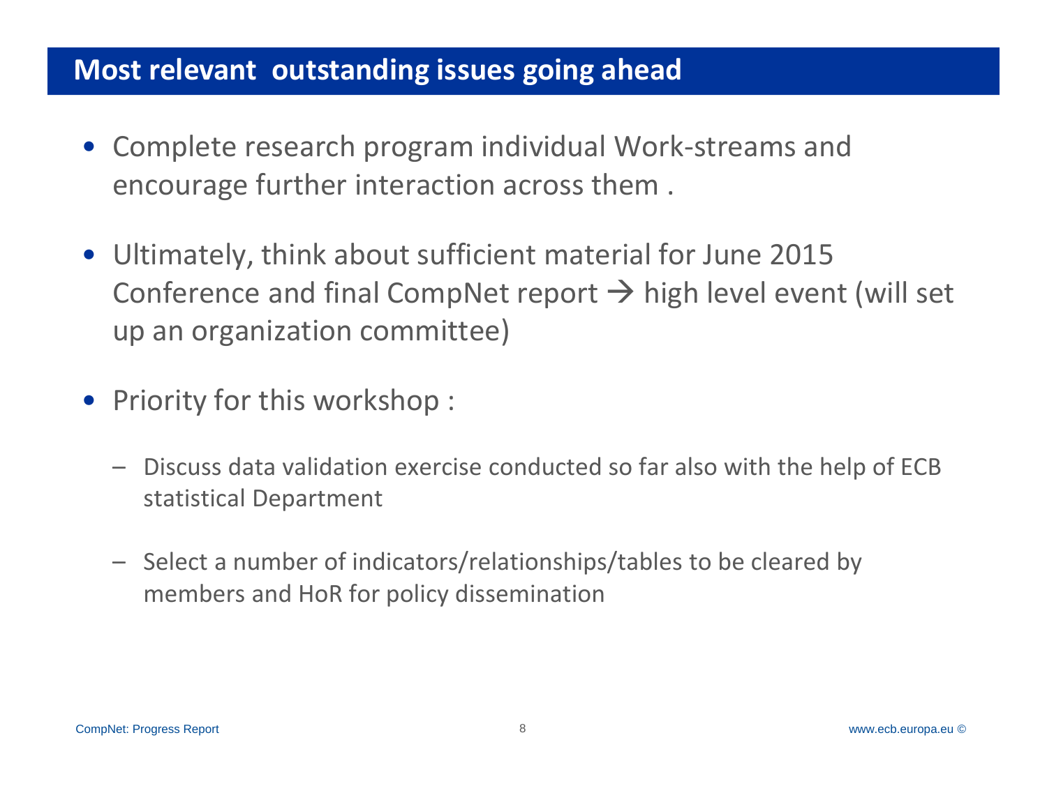## Most relevant outstanding issues going ahead

- Complete research program individual Work-streams and encourage further interaction across them .
- Ultimately, think about sufficient material for June 2015 Conference and final CompNet report → high level event (will set up an organization committee)
- Priority for this workshop :
  - Discuss data validation exercise conducted so far also with the help of ECB statistical Department
  - Select a number of indicators/relationships/tables to be cleared by members and HoR for policy dissemination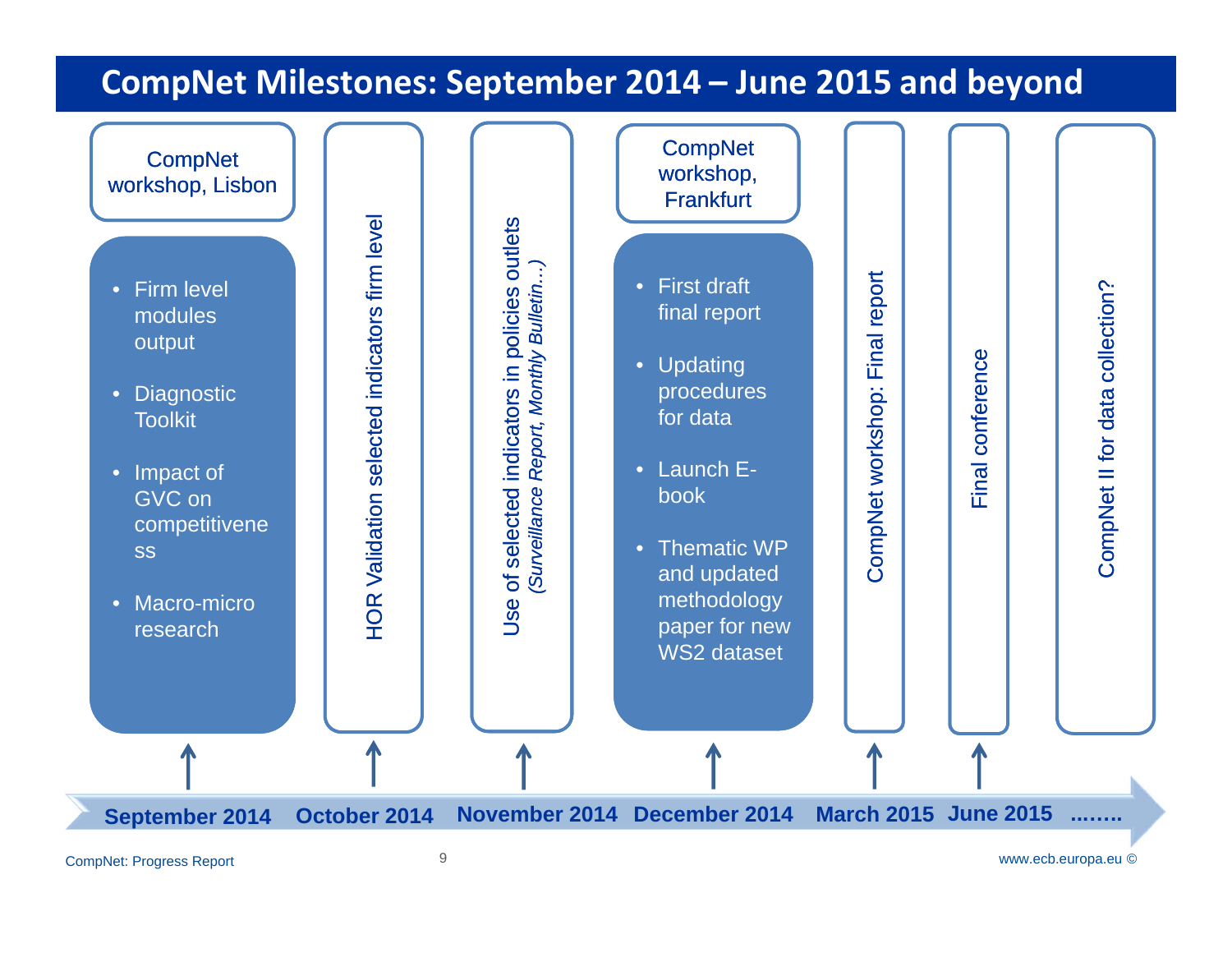# CompNet Milestones: September 2014 – June 2015 and beyond

**September 2014** — CompNet workshop, Lisbon

- Firm level modules output
- Diagnostic Toolkit
- Impact of GVC on competitiveness
- Macro-micro research

**October 2014** — HOR Validation selected indicators firm level

**November 2014** — Use of selected indicators in policies outlets *(Surveillance Report, Monthly Bulletin…)*

**December 2014** — CompNet workshop, Frankfurt

- First draft final report
- Updating procedures for data
- Launch E-book
- Thematic WP and updated methodology paper for new WS2 dataset

**March 2015** — CompNet workshop: Final report

**June 2015** — Final conference

**........** — CompNet II for data collection?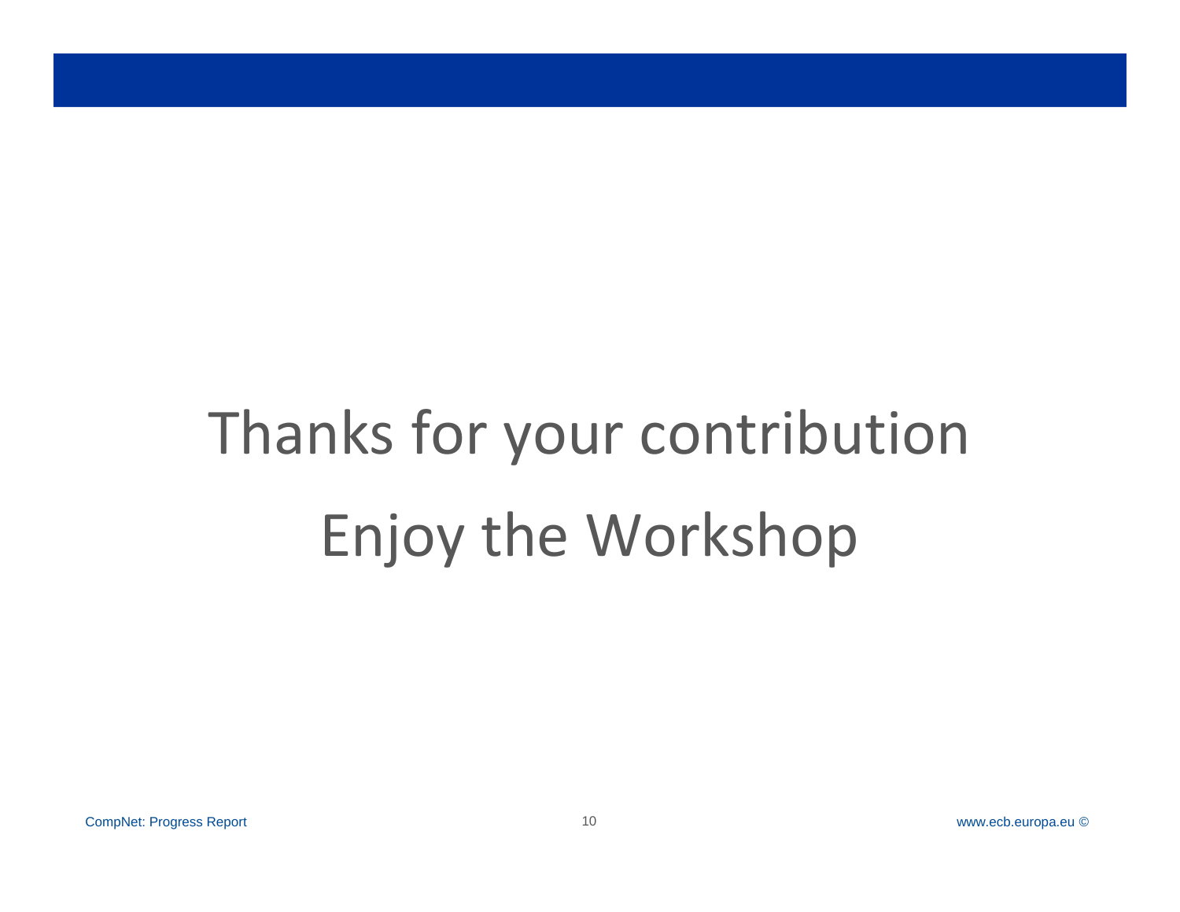Thanks for your contribution

Enjoy the Workshop